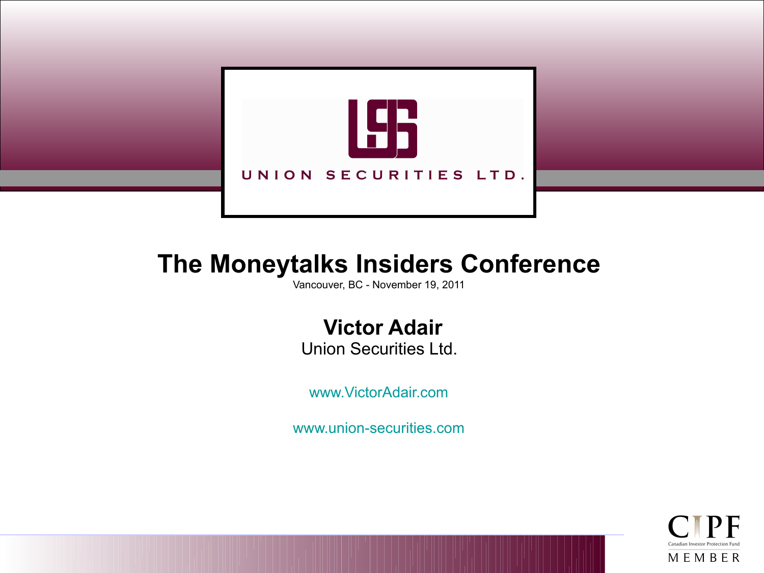UNION SECURITIES LTD.

# The Moneytalks Insiders Conference

Vancouver, BC - November 19, 2011

## Victor Adair

Union Securities Ltd.

www.VictorAdair.com

www.union-securities.com

CIPF Canadian Investor Protection Fund MEMBER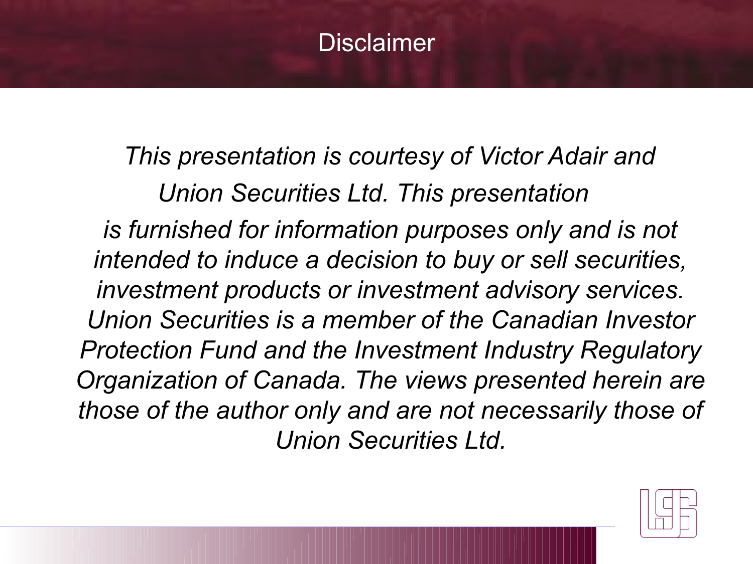# Disclaimer

*This presentation is courtesy of Victor Adair and Union Securities Ltd. This presentation is furnished for information purposes only and is not intended to induce a decision to buy or sell securities, investment products or investment advisory services. Union Securities is a member of the Canadian Investor Protection Fund and the Investment Industry Regulatory Organization of Canada. The views presented herein are those of the author only and are not necessarily those of Union Securities Ltd.*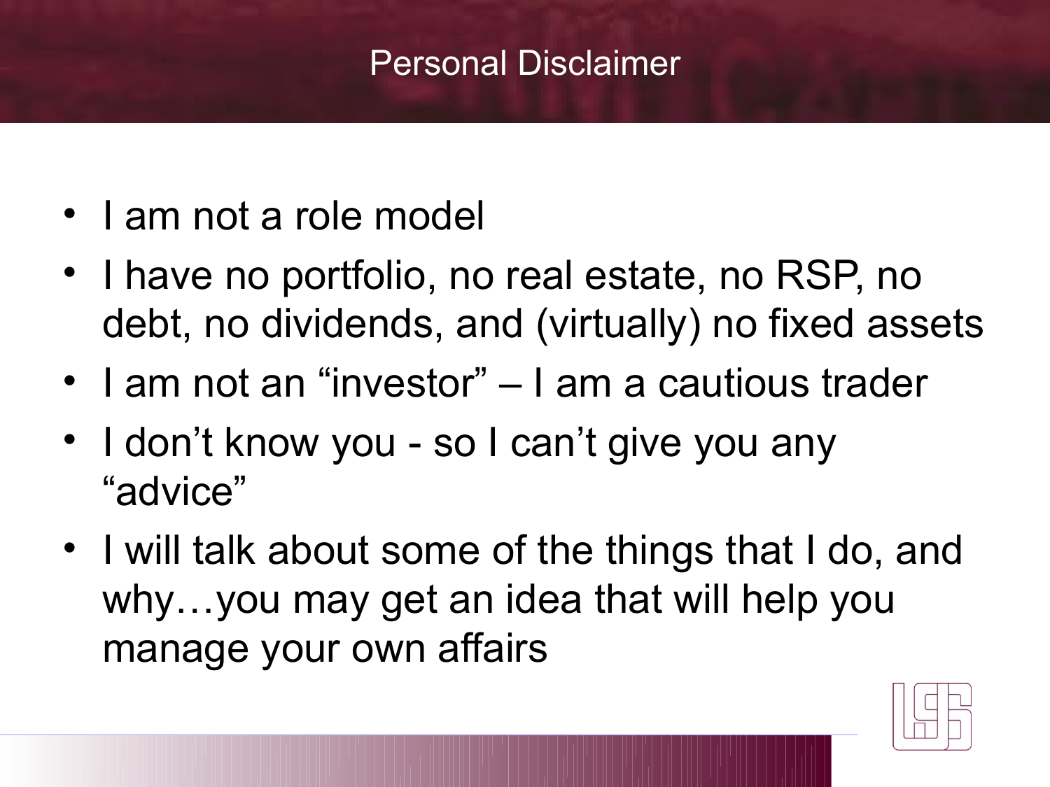# Personal Disclaimer

- I am not a role model
- I have no portfolio, no real estate, no RSP, no debt, no dividends, and (virtually) no fixed assets
- I am not an "investor" – I am a cautious trader
- I don't know you - so I can't give you any "advice"
- I will talk about some of the things that I do, and why…you may get an idea that will help you manage your own affairs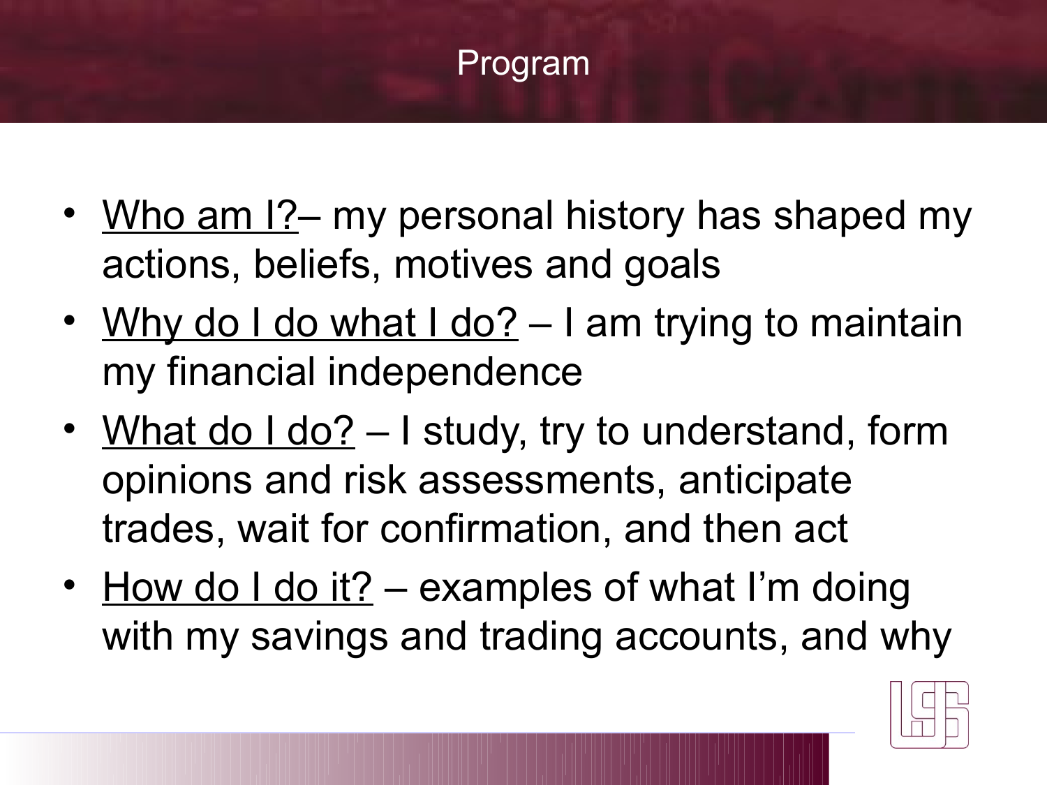# Program

- <u>Who am I?</u>– my personal history has shaped my actions, beliefs, motives and goals
- <u>Why do I do what I do?</u> – I am trying to maintain my financial independence
- <u>What do I do?</u> – I study, try to understand, form opinions and risk assessments, anticipate trades, wait for confirmation, and then act
- <u>How do I do it?</u> – examples of what I'm doing with my savings and trading accounts, and why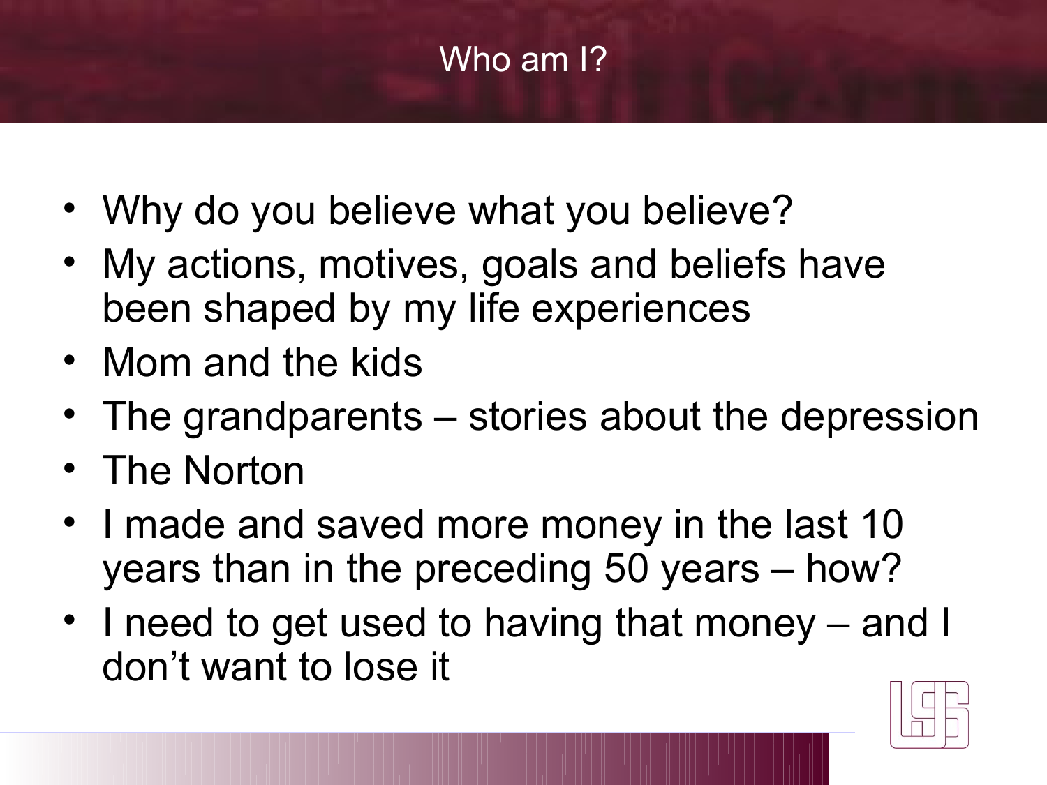# Who am I?

- Why do you believe what you believe?
- My actions, motives, goals and beliefs have been shaped by my life experiences
- Mom and the kids
- The grandparents – stories about the depression
- The Norton
- I made and saved more money in the last 10 years than in the preceding 50 years – how?
- I need to get used to having that money – and I don't want to lose it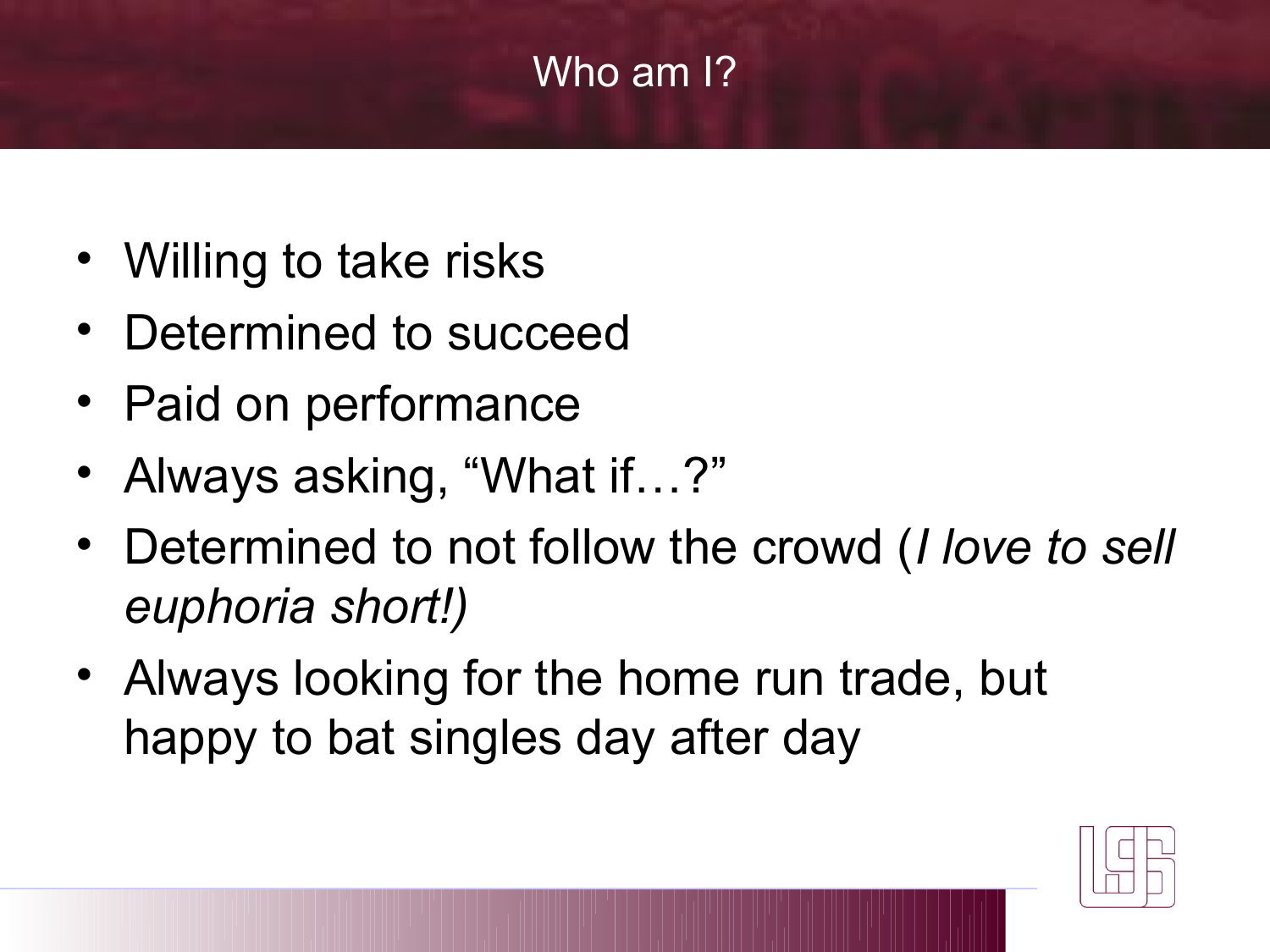# Who am I?

- Willing to take risks
- Determined to succeed
- Paid on performance
- Always asking, "What if…?"
- Determined to not follow the crowd (*I love to sell euphoria short!)*
- Always looking for the home run trade, but happy to bat singles day after day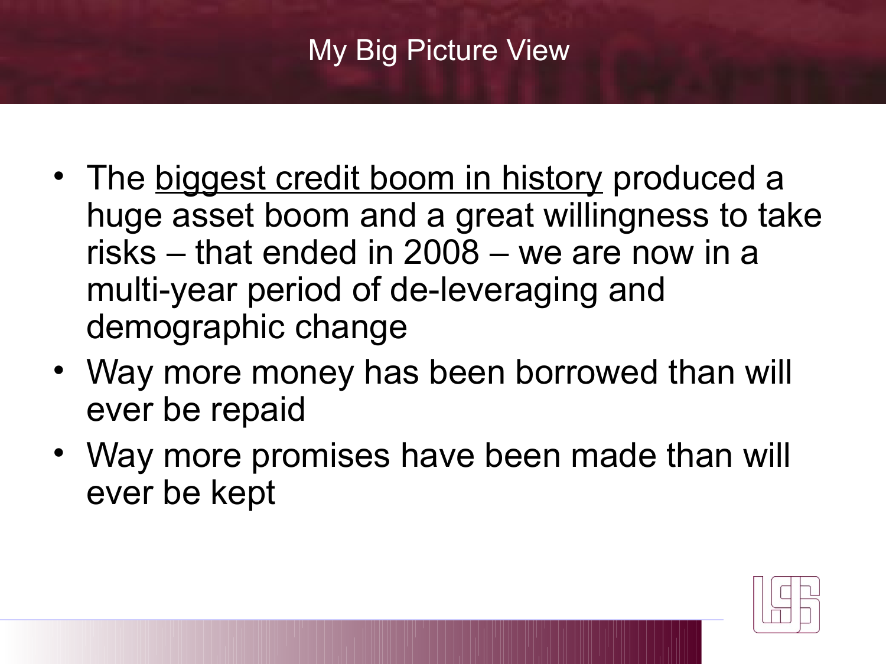# My Big Picture View

- The <u>biggest credit boom in history</u> produced a huge asset boom and a great willingness to take risks – that ended in 2008 – we are now in a multi-year period of de-leveraging and demographic change
- Way more money has been borrowed than will ever be repaid
- Way more promises have been made than will ever be kept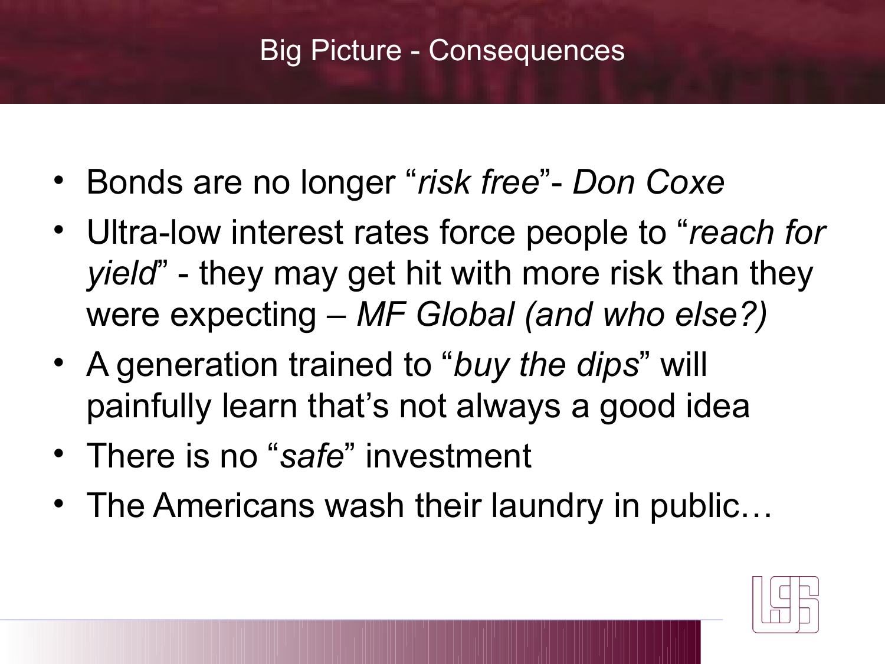# Big Picture - Consequences

- Bonds are no longer "*risk free*"- *Don Coxe*
- Ultra-low interest rates force people to "*reach for yield*" - they may get hit with more risk than they were expecting – *MF Global (and who else?)*
- A generation trained to "*buy the dips*" will painfully learn that's not always a good idea
- There is no "*safe*" investment
- The Americans wash their laundry in public…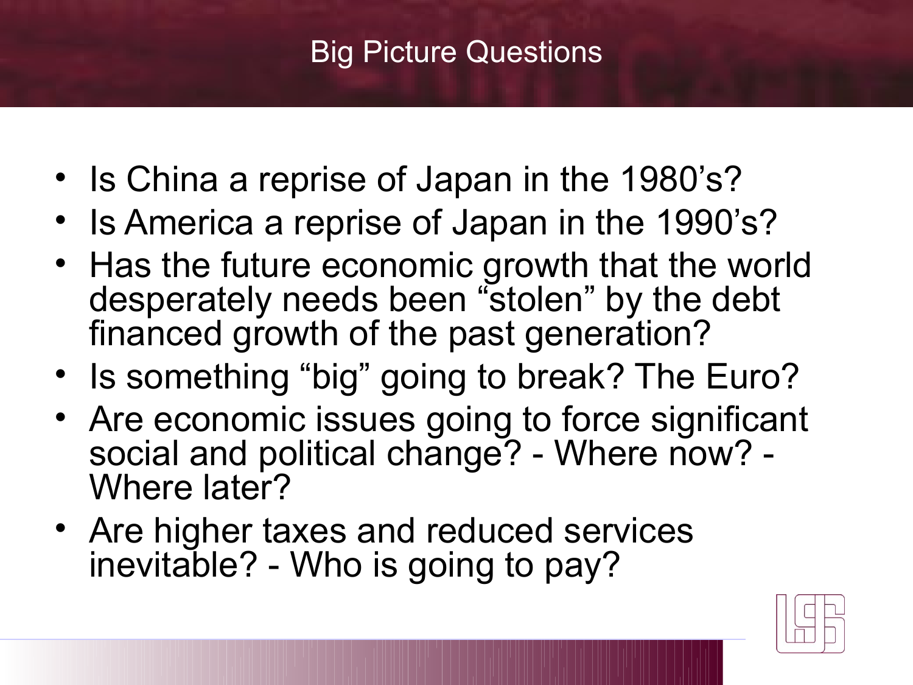# Big Picture Questions

- Is China a reprise of Japan in the 1980's?
- Is America a reprise of Japan in the 1990's?
- Has the future economic growth that the world desperately needs been "stolen" by the debt financed growth of the past generation?
- Is something "big" going to break? The Euro?
- Are economic issues going to force significant social and political change? - Where now? - Where later?
- Are higher taxes and reduced services inevitable? - Who is going to pay?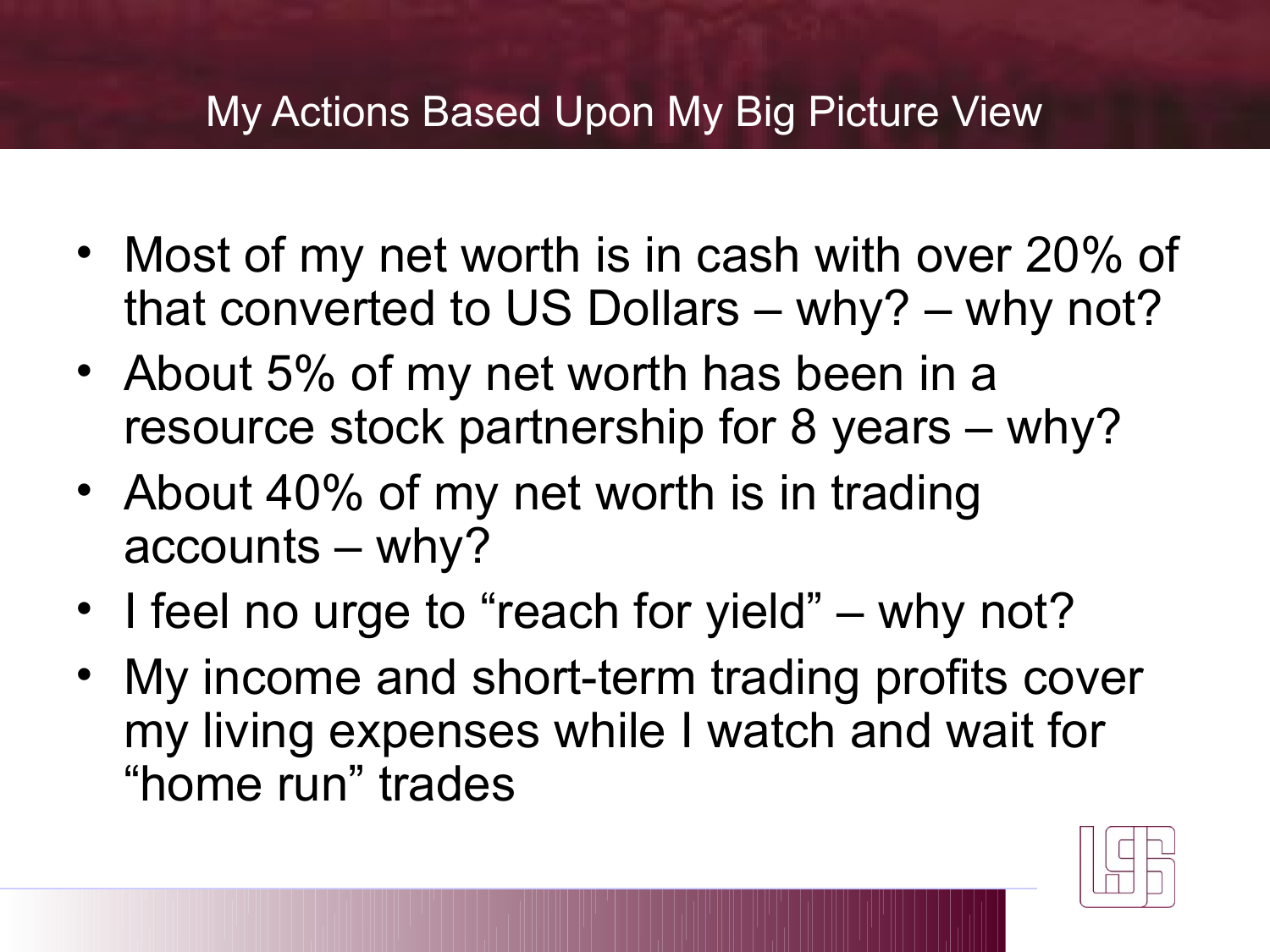# My Actions Based Upon My Big Picture View

- Most of my net worth is in cash with over 20% of that converted to US Dollars – why? – why not?
- About 5% of my net worth has been in a resource stock partnership for 8 years – why?
- About 40% of my net worth is in trading accounts – why?
- I feel no urge to "reach for yield" – why not?
- My income and short-term trading profits cover my living expenses while I watch and wait for "home run" trades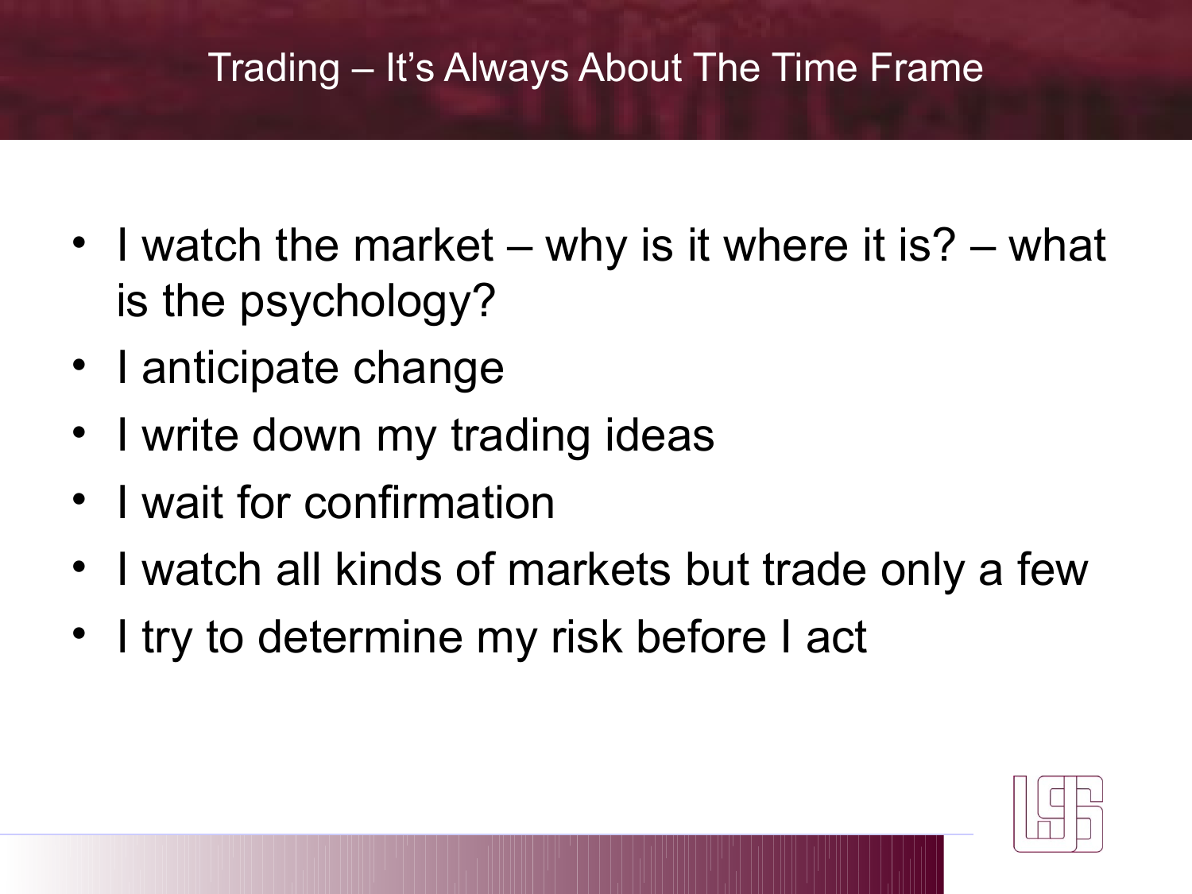# Trading – It's Always About The Time Frame

- I watch the market – why is it where it is? – what is the psychology?
- I anticipate change
- I write down my trading ideas
- I wait for confirmation
- I watch all kinds of markets but trade only a few
- I try to determine my risk before I act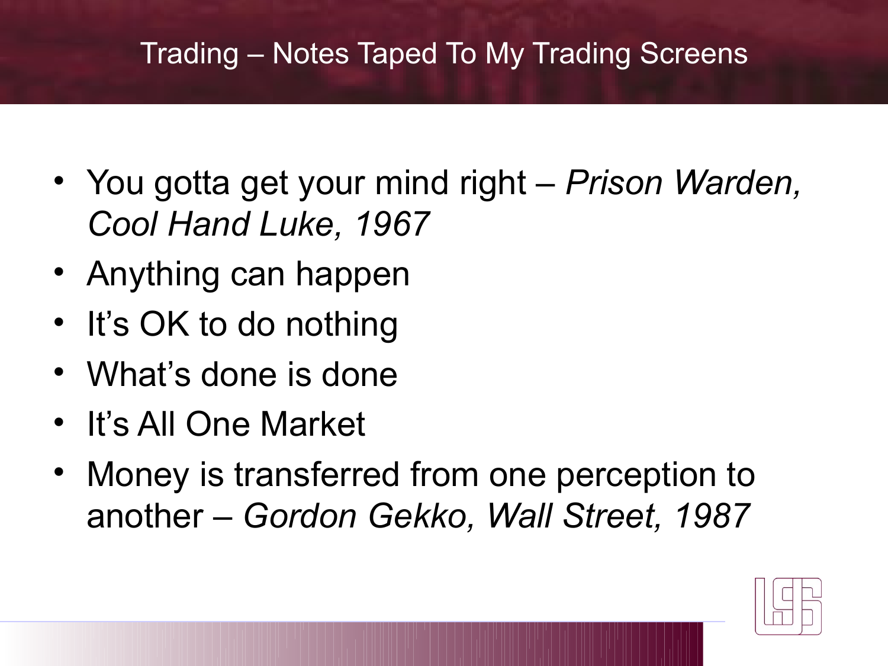## Trading – Notes Taped To My Trading Screens

- You gotta get your mind right – *Prison Warden, Cool Hand Luke, 1967*
- Anything can happen
- It's OK to do nothing
- What's done is done
- It's All One Market
- Money is transferred from one perception to another – *Gordon Gekko, Wall Street, 1987*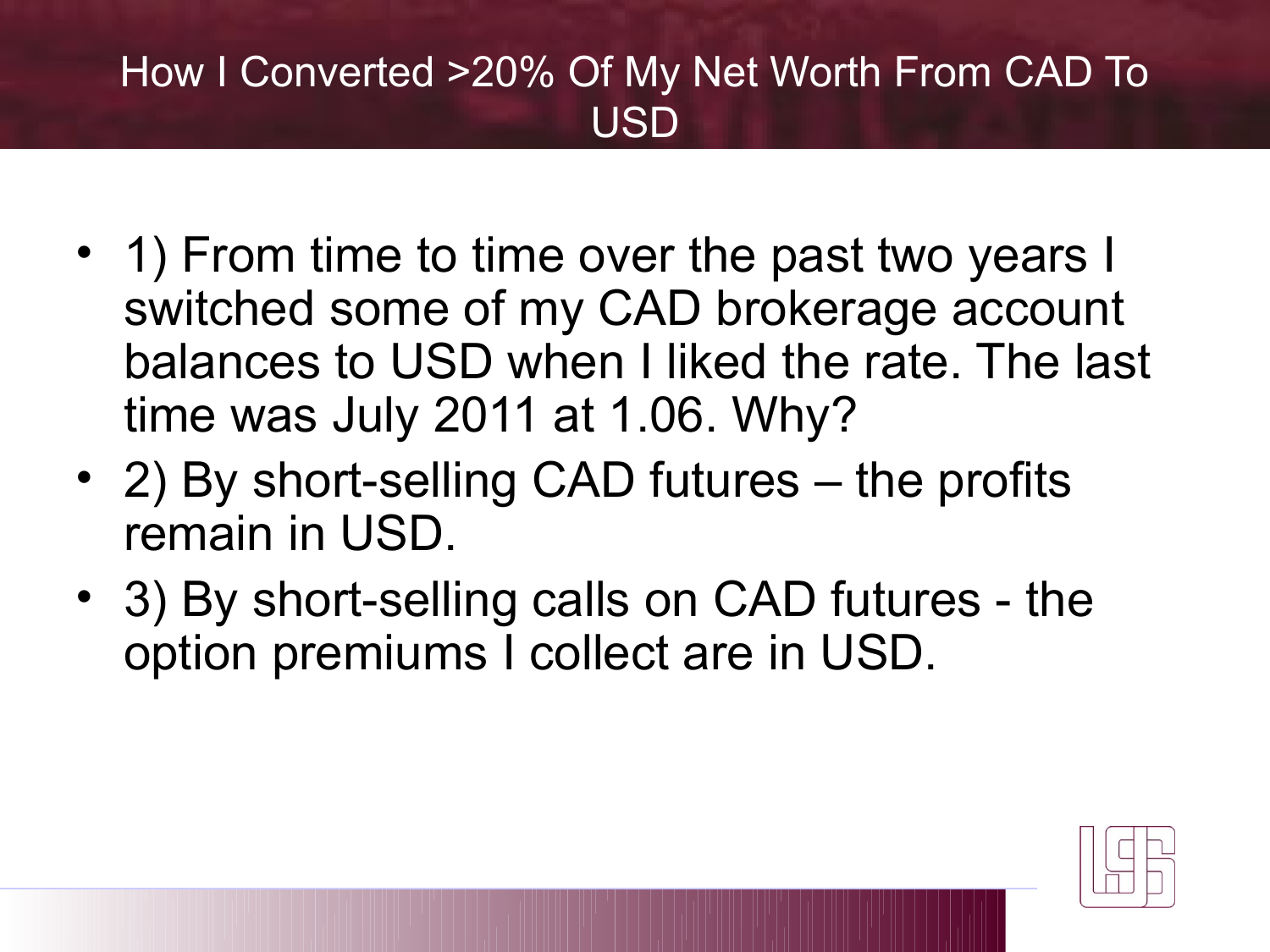# How I Converted >20% Of My Net Worth From CAD To USD

- 1) From time to time over the past two years I switched some of my CAD brokerage account balances to USD when I liked the rate. The last time was July 2011 at 1.06. Why?
- 2) By short-selling CAD futures – the profits remain in USD.
- 3) By short-selling calls on CAD futures - the option premiums I collect are in USD.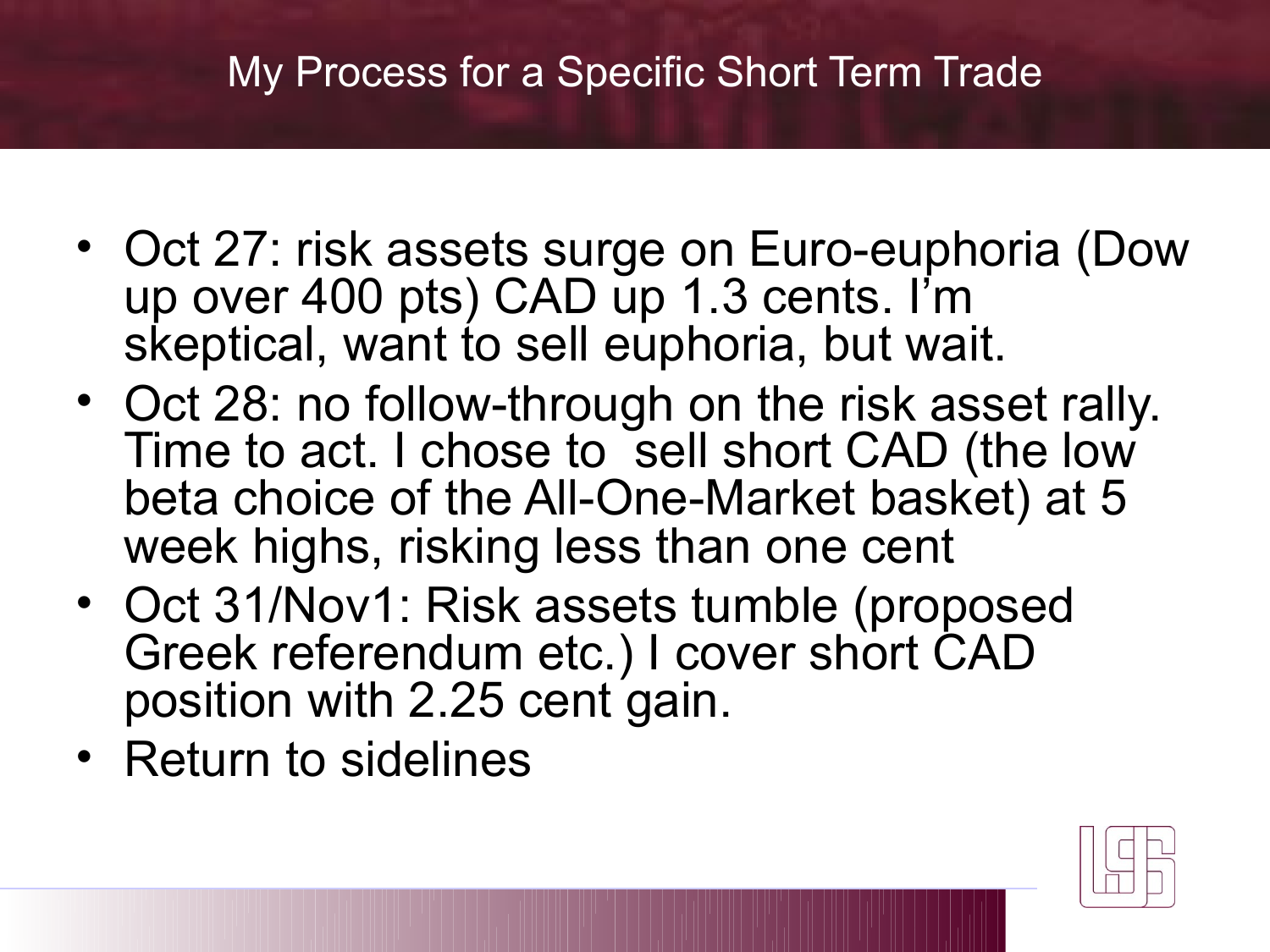# My Process for a Specific Short Term Trade

- Oct 27: risk assets surge on Euro-euphoria (Dow up over 400 pts) CAD up 1.3 cents. I'm skeptical, want to sell euphoria, but wait.
- Oct 28: no follow-through on the risk asset rally. Time to act. I chose to sell short CAD (the low beta choice of the All-One-Market basket) at 5 week highs, risking less than one cent
- Oct 31/Nov1: Risk assets tumble (proposed Greek referendum etc.) I cover short CAD position with 2.25 cent gain.
- Return to sidelines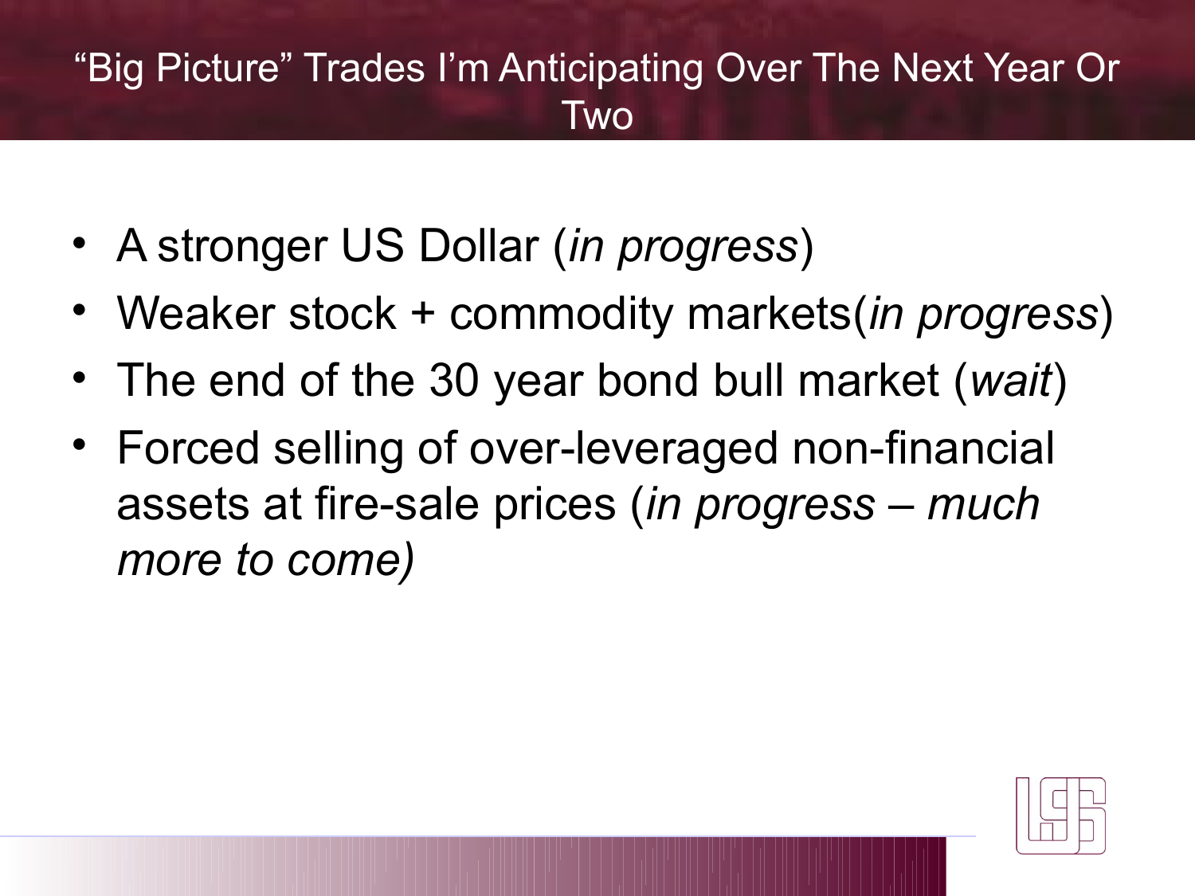# "Big Picture" Trades I'm Anticipating Over The Next Year Or Two

- A stronger US Dollar (*in progress*)
- Weaker stock + commodity markets(*in progress*)
- The end of the 30 year bond bull market (*wait*)
- Forced selling of over-leveraged non-financial assets at fire-sale prices (*in progress – much more to come)*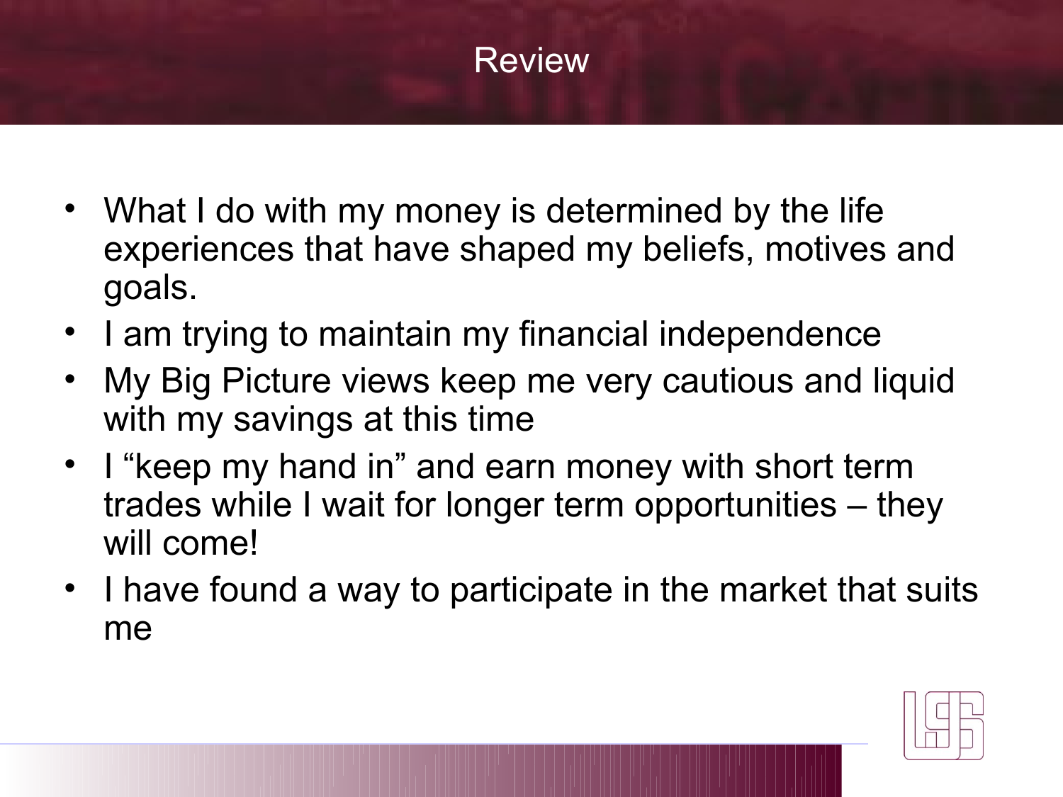# Review

- What I do with my money is determined by the life experiences that have shaped my beliefs, motives and goals.
- I am trying to maintain my financial independence
- My Big Picture views keep me very cautious and liquid with my savings at this time
- I "keep my hand in" and earn money with short term trades while I wait for longer term opportunities – they will come!
- I have found a way to participate in the market that suits me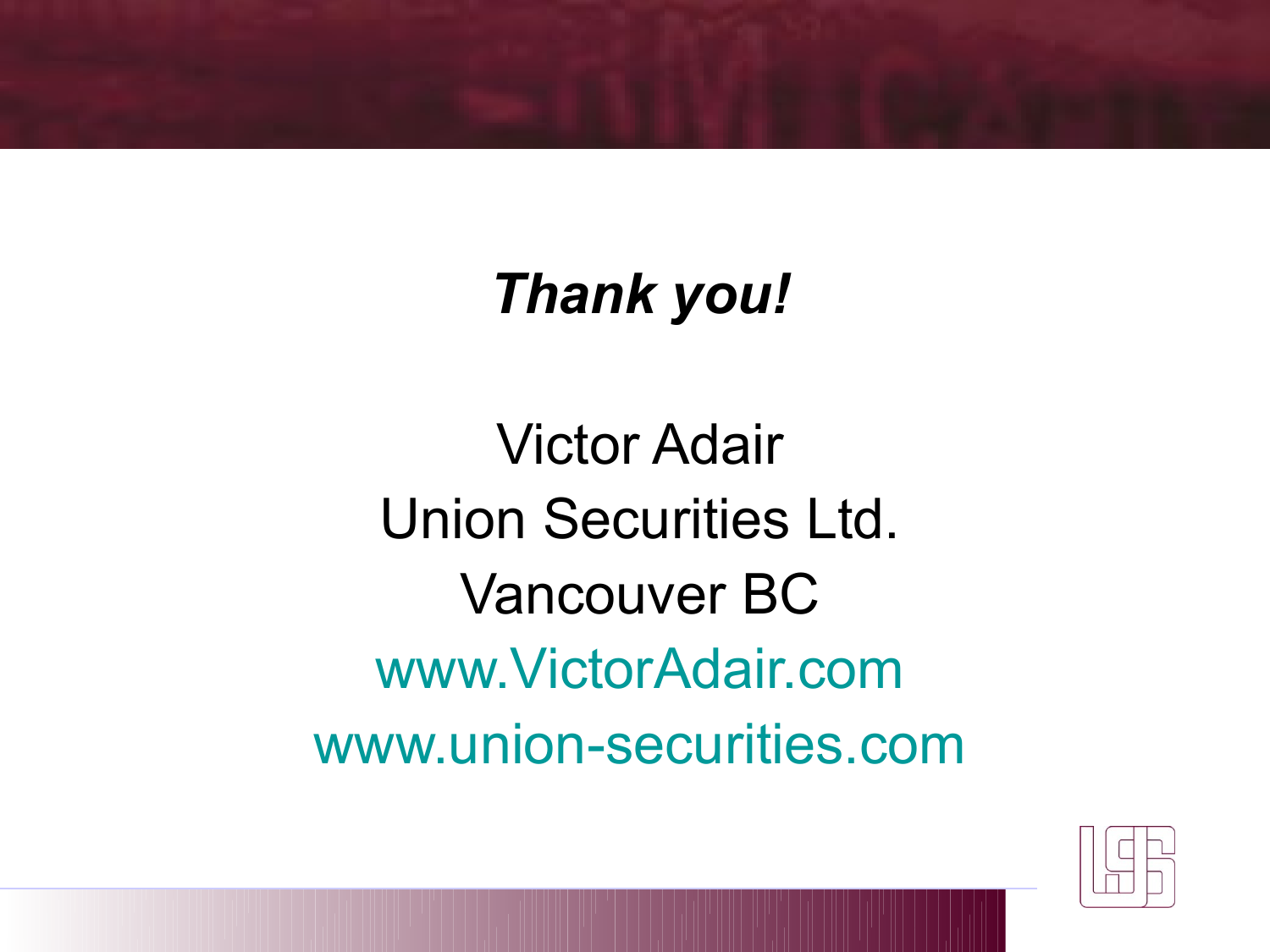***Thank you!***

Victor Adair

Union Securities Ltd.

Vancouver BC

www.VictorAdair.com

www.union-securities.com